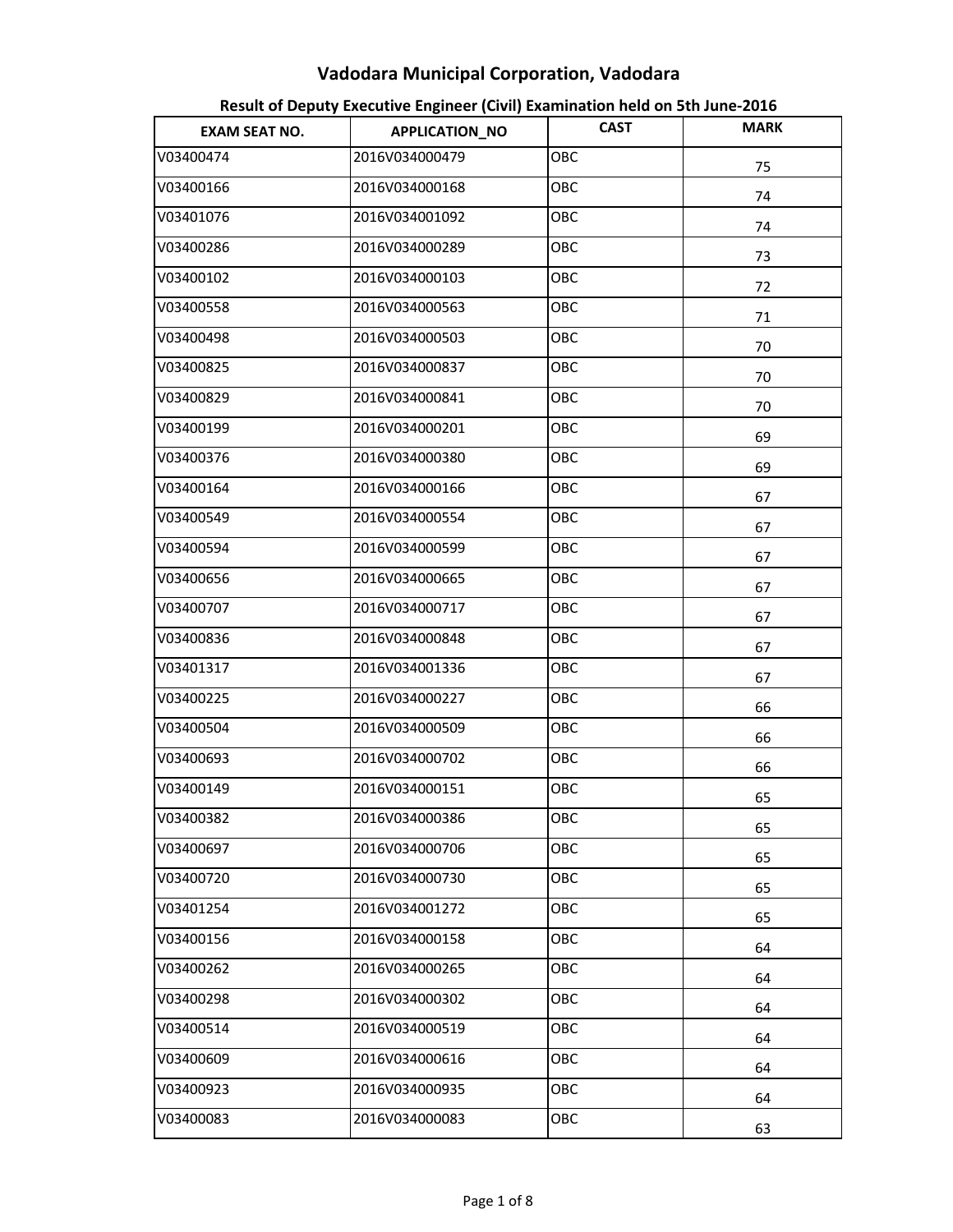# Vadodara Municipal Corporation, Vadodara

## Result of Deputy Executive Engineer (Civil) Examination held on 5th June-2016

| EXAM SEAT NO. | APPLICATION_NO | CAST | MARK |
|---|---|---|---|
| V03400474 | 2016V034000479 | OBC | 75 |
| V03400166 | 2016V034000168 | OBC | 74 |
| V03401076 | 2016V034001092 | OBC | 74 |
| V03400286 | 2016V034000289 | OBC | 73 |
| V03400102 | 2016V034000103 | OBC | 72 |
| V03400558 | 2016V034000563 | OBC | 71 |
| V03400498 | 2016V034000503 | OBC | 70 |
| V03400825 | 2016V034000837 | OBC | 70 |
| V03400829 | 2016V034000841 | OBC | 70 |
| V03400199 | 2016V034000201 | OBC | 69 |
| V03400376 | 2016V034000380 | OBC | 69 |
| V03400164 | 2016V034000166 | OBC | 67 |
| V03400549 | 2016V034000554 | OBC | 67 |
| V03400594 | 2016V034000599 | OBC | 67 |
| V03400656 | 2016V034000665 | OBC | 67 |
| V03400707 | 2016V034000717 | OBC | 67 |
| V03400836 | 2016V034000848 | OBC | 67 |
| V03401317 | 2016V034001336 | OBC | 67 |
| V03400225 | 2016V034000227 | OBC | 66 |
| V03400504 | 2016V034000509 | OBC | 66 |
| V03400693 | 2016V034000702 | OBC | 66 |
| V03400149 | 2016V034000151 | OBC | 65 |
| V03400382 | 2016V034000386 | OBC | 65 |
| V03400697 | 2016V034000706 | OBC | 65 |
| V03400720 | 2016V034000730 | OBC | 65 |
| V03401254 | 2016V034001272 | OBC | 65 |
| V03400156 | 2016V034000158 | OBC | 64 |
| V03400262 | 2016V034000265 | OBC | 64 |
| V03400298 | 2016V034000302 | OBC | 64 |
| V03400514 | 2016V034000519 | OBC | 64 |
| V03400609 | 2016V034000616 | OBC | 64 |
| V03400923 | 2016V034000935 | OBC | 64 |
| V03400083 | 2016V034000083 | OBC | 63 |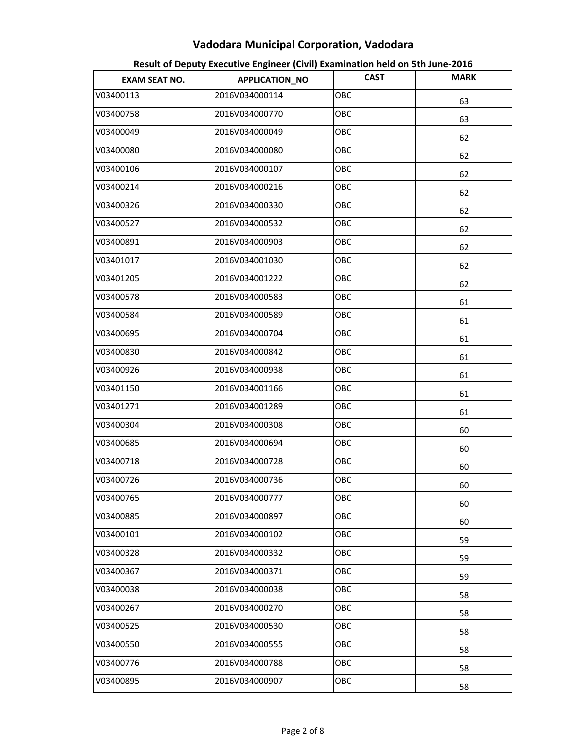# Vadodara Municipal Corporation, Vadodara

## Result of Deputy Executive Engineer (Civil) Examination held on 5th June-2016

| EXAM SEAT NO. | APPLICATION_NO | CAST | MARK |
|---|---|---|---|
| V03400113 | 2016V034000114 | OBC | 63 |
| V03400758 | 2016V034000770 | OBC | 63 |
| V03400049 | 2016V034000049 | OBC | 62 |
| V03400080 | 2016V034000080 | OBC | 62 |
| V03400106 | 2016V034000107 | OBC | 62 |
| V03400214 | 2016V034000216 | OBC | 62 |
| V03400326 | 2016V034000330 | OBC | 62 |
| V03400527 | 2016V034000532 | OBC | 62 |
| V03400891 | 2016V034000903 | OBC | 62 |
| V03401017 | 2016V034001030 | OBC | 62 |
| V03401205 | 2016V034001222 | OBC | 62 |
| V03400578 | 2016V034000583 | OBC | 61 |
| V03400584 | 2016V034000589 | OBC | 61 |
| V03400695 | 2016V034000704 | OBC | 61 |
| V03400830 | 2016V034000842 | OBC | 61 |
| V03400926 | 2016V034000938 | OBC | 61 |
| V03401150 | 2016V034001166 | OBC | 61 |
| V03401271 | 2016V034001289 | OBC | 61 |
| V03400304 | 2016V034000308 | OBC | 60 |
| V03400685 | 2016V034000694 | OBC | 60 |
| V03400718 | 2016V034000728 | OBC | 60 |
| V03400726 | 2016V034000736 | OBC | 60 |
| V03400765 | 2016V034000777 | OBC | 60 |
| V03400885 | 2016V034000897 | OBC | 60 |
| V03400101 | 2016V034000102 | OBC | 59 |
| V03400328 | 2016V034000332 | OBC | 59 |
| V03400367 | 2016V034000371 | OBC | 59 |
| V03400038 | 2016V034000038 | OBC | 58 |
| V03400267 | 2016V034000270 | OBC | 58 |
| V03400525 | 2016V034000530 | OBC | 58 |
| V03400550 | 2016V034000555 | OBC | 58 |
| V03400776 | 2016V034000788 | OBC | 58 |
| V03400895 | 2016V034000907 | OBC | 58 |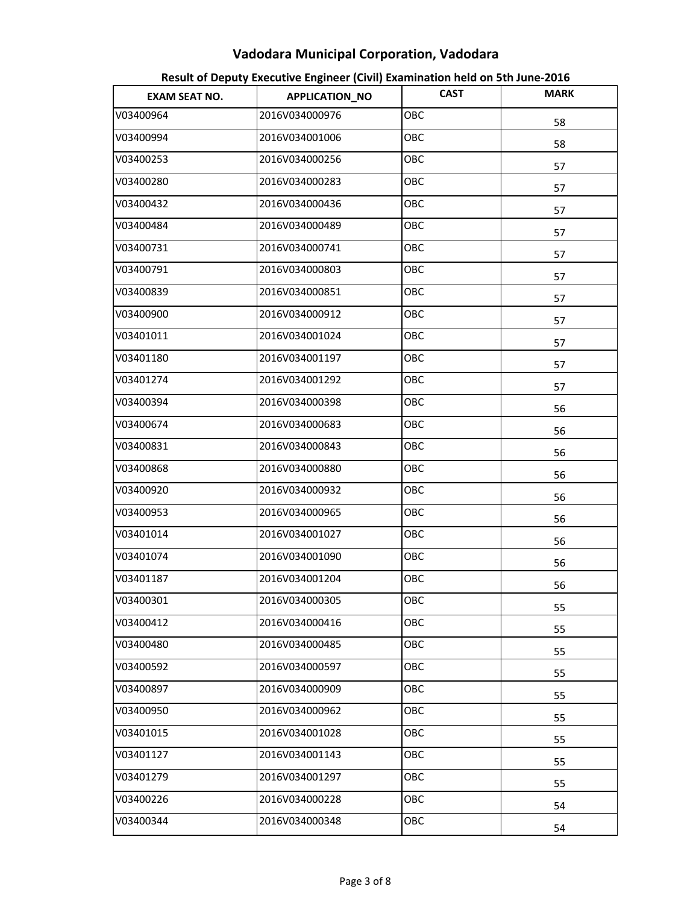# Vadodara Municipal Corporation, Vadodara

## Result of Deputy Executive Engineer (Civil) Examination held on 5th June-2016

| EXAM SEAT NO. | APPLICATION_NO | CAST | MARK |
|---|---|---|---|
| V03400964 | 2016V034000976 | OBC | 58 |
| V03400994 | 2016V034001006 | OBC | 58 |
| V03400253 | 2016V034000256 | OBC | 57 |
| V03400280 | 2016V034000283 | OBC | 57 |
| V03400432 | 2016V034000436 | OBC | 57 |
| V03400484 | 2016V034000489 | OBC | 57 |
| V03400731 | 2016V034000741 | OBC | 57 |
| V03400791 | 2016V034000803 | OBC | 57 |
| V03400839 | 2016V034000851 | OBC | 57 |
| V03400900 | 2016V034000912 | OBC | 57 |
| V03401011 | 2016V034001024 | OBC | 57 |
| V03401180 | 2016V034001197 | OBC | 57 |
| V03401274 | 2016V034001292 | OBC | 57 |
| V03400394 | 2016V034000398 | OBC | 56 |
| V03400674 | 2016V034000683 | OBC | 56 |
| V03400831 | 2016V034000843 | OBC | 56 |
| V03400868 | 2016V034000880 | OBC | 56 |
| V03400920 | 2016V034000932 | OBC | 56 |
| V03400953 | 2016V034000965 | OBC | 56 |
| V03401014 | 2016V034001027 | OBC | 56 |
| V03401074 | 2016V034001090 | OBC | 56 |
| V03401187 | 2016V034001204 | OBC | 56 |
| V03400301 | 2016V034000305 | OBC | 55 |
| V03400412 | 2016V034000416 | OBC | 55 |
| V03400480 | 2016V034000485 | OBC | 55 |
| V03400592 | 2016V034000597 | OBC | 55 |
| V03400897 | 2016V034000909 | OBC | 55 |
| V03400950 | 2016V034000962 | OBC | 55 |
| V03401015 | 2016V034001028 | OBC | 55 |
| V03401127 | 2016V034001143 | OBC | 55 |
| V03401279 | 2016V034001297 | OBC | 55 |
| V03400226 | 2016V034000228 | OBC | 54 |
| V03400344 | 2016V034000348 | OBC | 54 |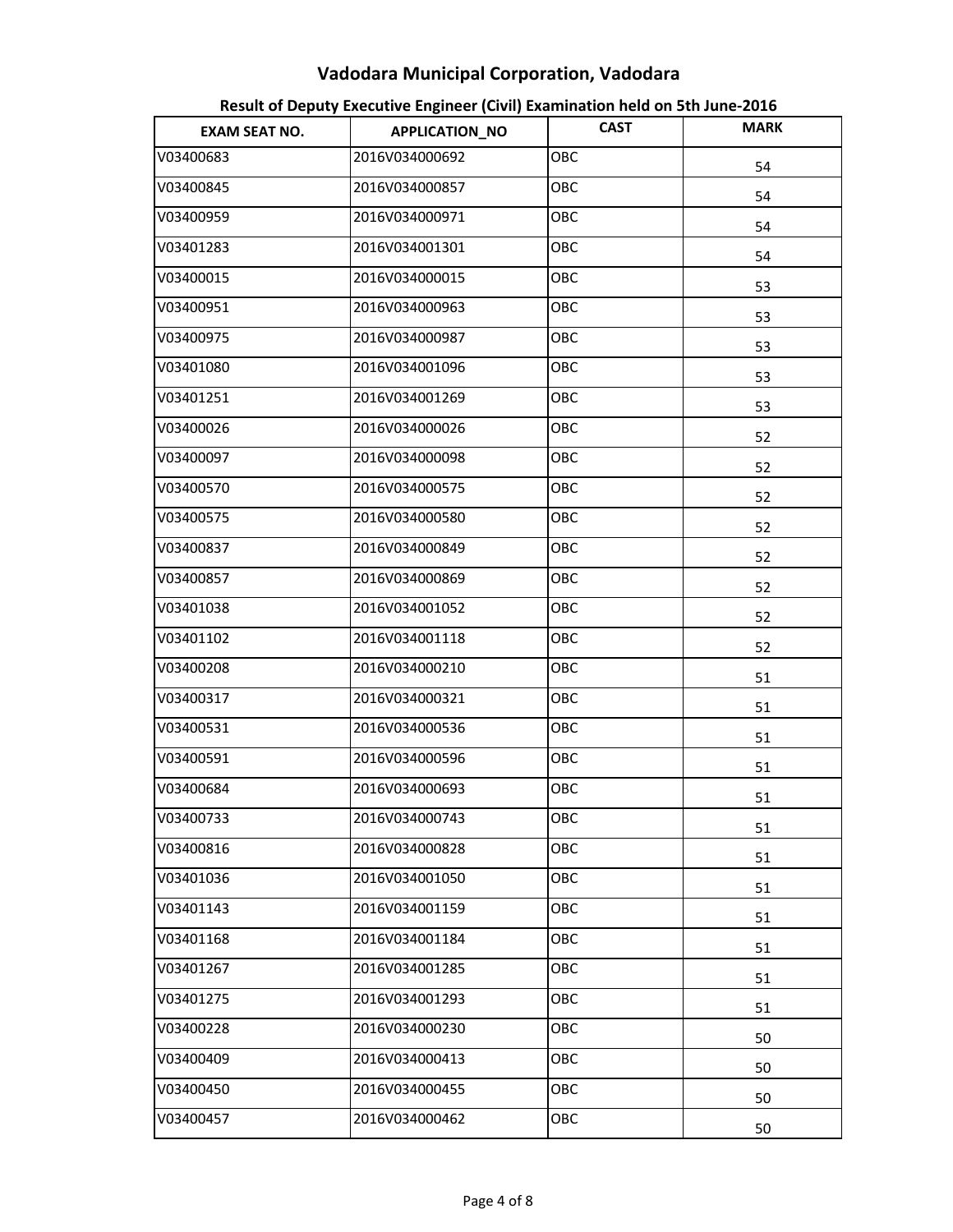# Vadodara Municipal Corporation, Vadodara

## Result of Deputy Executive Engineer (Civil) Examination held on 5th June-2016

| EXAM SEAT NO. | APPLICATION_NO | CAST | MARK |
|---|---|---|---|
| V03400683 | 2016V034000692 | OBC | 54 |
| V03400845 | 2016V034000857 | OBC | 54 |
| V03400959 | 2016V034000971 | OBC | 54 |
| V03401283 | 2016V034001301 | OBC | 54 |
| V03400015 | 2016V034000015 | OBC | 53 |
| V03400951 | 2016V034000963 | OBC | 53 |
| V03400975 | 2016V034000987 | OBC | 53 |
| V03401080 | 2016V034001096 | OBC | 53 |
| V03401251 | 2016V034001269 | OBC | 53 |
| V03400026 | 2016V034000026 | OBC | 52 |
| V03400097 | 2016V034000098 | OBC | 52 |
| V03400570 | 2016V034000575 | OBC | 52 |
| V03400575 | 2016V034000580 | OBC | 52 |
| V03400837 | 2016V034000849 | OBC | 52 |
| V03400857 | 2016V034000869 | OBC | 52 |
| V03401038 | 2016V034001052 | OBC | 52 |
| V03401102 | 2016V034001118 | OBC | 52 |
| V03400208 | 2016V034000210 | OBC | 51 |
| V03400317 | 2016V034000321 | OBC | 51 |
| V03400531 | 2016V034000536 | OBC | 51 |
| V03400591 | 2016V034000596 | OBC | 51 |
| V03400684 | 2016V034000693 | OBC | 51 |
| V03400733 | 2016V034000743 | OBC | 51 |
| V03400816 | 2016V034000828 | OBC | 51 |
| V03401036 | 2016V034001050 | OBC | 51 |
| V03401143 | 2016V034001159 | OBC | 51 |
| V03401168 | 2016V034001184 | OBC | 51 |
| V03401267 | 2016V034001285 | OBC | 51 |
| V03401275 | 2016V034001293 | OBC | 51 |
| V03400228 | 2016V034000230 | OBC | 50 |
| V03400409 | 2016V034000413 | OBC | 50 |
| V03400450 | 2016V034000455 | OBC | 50 |
| V03400457 | 2016V034000462 | OBC | 50 |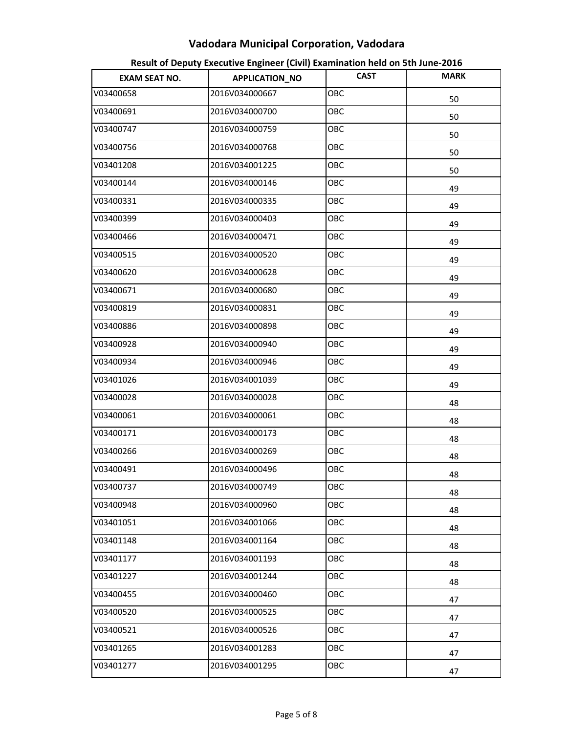# Vadodara Municipal Corporation, Vadodara

## Result of Deputy Executive Engineer (Civil) Examination held on 5th June-2016

| EXAM SEAT NO. | APPLICATION_NO | CAST | MARK |
|---|---|---|---|
| V03400658 | 2016V034000667 | OBC | 50 |
| V03400691 | 2016V034000700 | OBC | 50 |
| V03400747 | 2016V034000759 | OBC | 50 |
| V03400756 | 2016V034000768 | OBC | 50 |
| V03401208 | 2016V034001225 | OBC | 50 |
| V03400144 | 2016V034000146 | OBC | 49 |
| V03400331 | 2016V034000335 | OBC | 49 |
| V03400399 | 2016V034000403 | OBC | 49 |
| V03400466 | 2016V034000471 | OBC | 49 |
| V03400515 | 2016V034000520 | OBC | 49 |
| V03400620 | 2016V034000628 | OBC | 49 |
| V03400671 | 2016V034000680 | OBC | 49 |
| V03400819 | 2016V034000831 | OBC | 49 |
| V03400886 | 2016V034000898 | OBC | 49 |
| V03400928 | 2016V034000940 | OBC | 49 |
| V03400934 | 2016V034000946 | OBC | 49 |
| V03401026 | 2016V034001039 | OBC | 49 |
| V03400028 | 2016V034000028 | OBC | 48 |
| V03400061 | 2016V034000061 | OBC | 48 |
| V03400171 | 2016V034000173 | OBC | 48 |
| V03400266 | 2016V034000269 | OBC | 48 |
| V03400491 | 2016V034000496 | OBC | 48 |
| V03400737 | 2016V034000749 | OBC | 48 |
| V03400948 | 2016V034000960 | OBC | 48 |
| V03401051 | 2016V034001066 | OBC | 48 |
| V03401148 | 2016V034001164 | OBC | 48 |
| V03401177 | 2016V034001193 | OBC | 48 |
| V03401227 | 2016V034001244 | OBC | 48 |
| V03400455 | 2016V034000460 | OBC | 47 |
| V03400520 | 2016V034000525 | OBC | 47 |
| V03400521 | 2016V034000526 | OBC | 47 |
| V03401265 | 2016V034001283 | OBC | 47 |
| V03401277 | 2016V034001295 | OBC | 47 |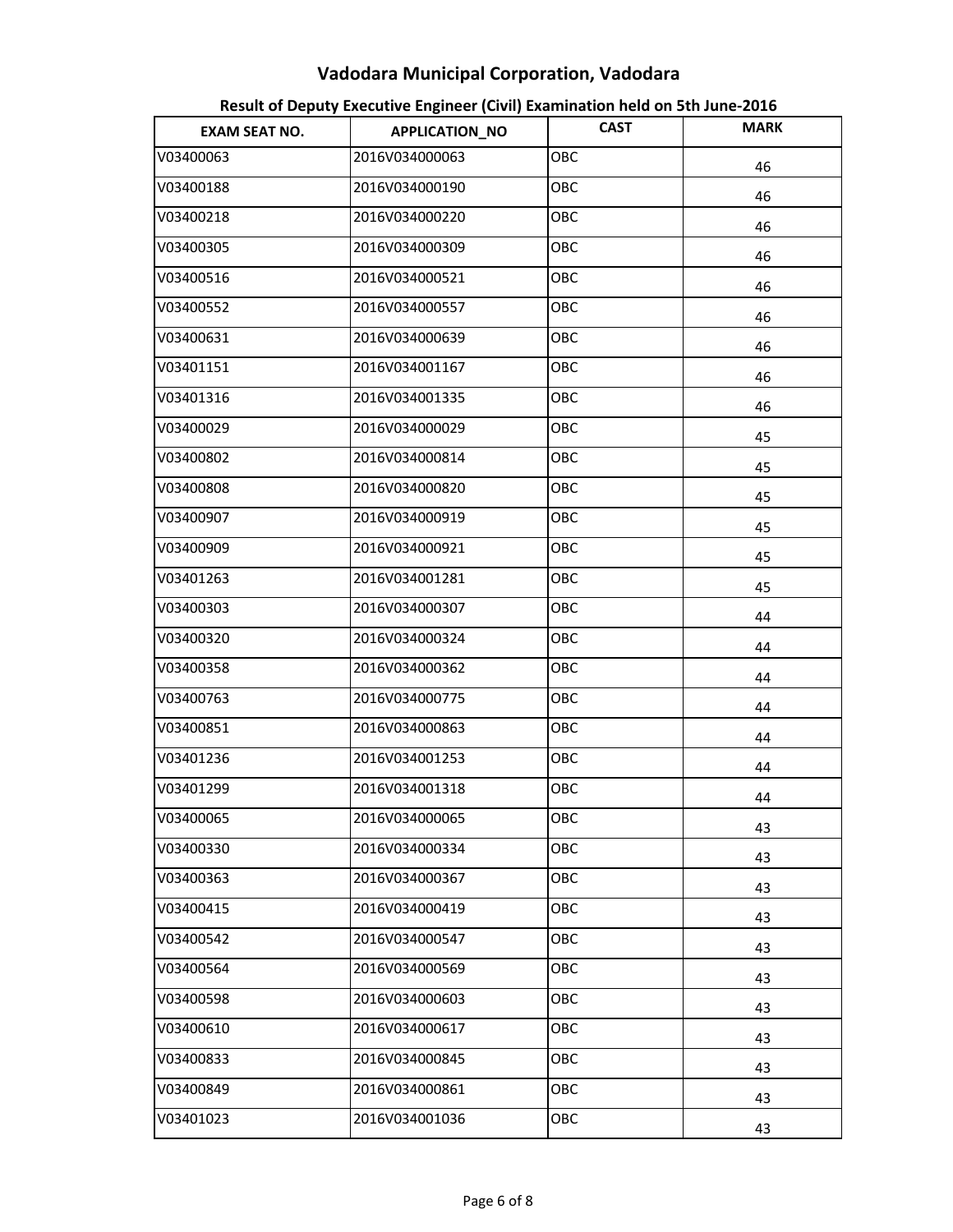# Vadodara Municipal Corporation, Vadodara

## Result of Deputy Executive Engineer (Civil) Examination held on 5th June-2016

| EXAM SEAT NO. | APPLICATION_NO | CAST | MARK |
|---|---|---|---|
| V03400063 | 2016V034000063 | OBC | 46 |
| V03400188 | 2016V034000190 | OBC | 46 |
| V03400218 | 2016V034000220 | OBC | 46 |
| V03400305 | 2016V034000309 | OBC | 46 |
| V03400516 | 2016V034000521 | OBC | 46 |
| V03400552 | 2016V034000557 | OBC | 46 |
| V03400631 | 2016V034000639 | OBC | 46 |
| V03401151 | 2016V034001167 | OBC | 46 |
| V03401316 | 2016V034001335 | OBC | 46 |
| V03400029 | 2016V034000029 | OBC | 45 |
| V03400802 | 2016V034000814 | OBC | 45 |
| V03400808 | 2016V034000820 | OBC | 45 |
| V03400907 | 2016V034000919 | OBC | 45 |
| V03400909 | 2016V034000921 | OBC | 45 |
| V03401263 | 2016V034001281 | OBC | 45 |
| V03400303 | 2016V034000307 | OBC | 44 |
| V03400320 | 2016V034000324 | OBC | 44 |
| V03400358 | 2016V034000362 | OBC | 44 |
| V03400763 | 2016V034000775 | OBC | 44 |
| V03400851 | 2016V034000863 | OBC | 44 |
| V03401236 | 2016V034001253 | OBC | 44 |
| V03401299 | 2016V034001318 | OBC | 44 |
| V03400065 | 2016V034000065 | OBC | 43 |
| V03400330 | 2016V034000334 | OBC | 43 |
| V03400363 | 2016V034000367 | OBC | 43 |
| V03400415 | 2016V034000419 | OBC | 43 |
| V03400542 | 2016V034000547 | OBC | 43 |
| V03400564 | 2016V034000569 | OBC | 43 |
| V03400598 | 2016V034000603 | OBC | 43 |
| V03400610 | 2016V034000617 | OBC | 43 |
| V03400833 | 2016V034000845 | OBC | 43 |
| V03400849 | 2016V034000861 | OBC | 43 |
| V03401023 | 2016V034001036 | OBC | 43 |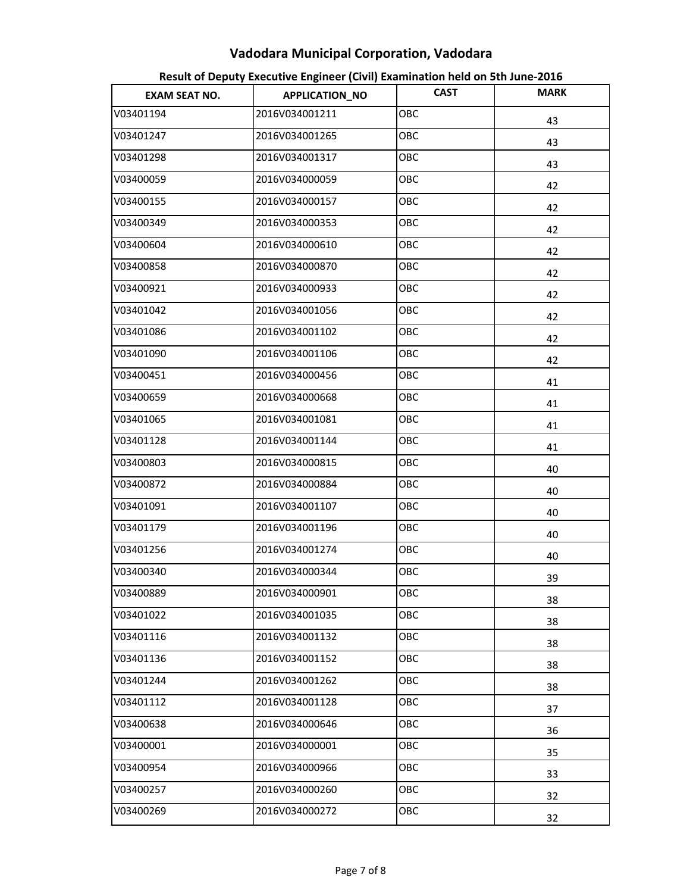# Vadodara Municipal Corporation, Vadodara

## Result of Deputy Executive Engineer (Civil) Examination held on 5th June-2016

| EXAM SEAT NO. | APPLICATION_NO | CAST | MARK |
|---|---|---|---|
| V03401194 | 2016V034001211 | OBC | 43 |
| V03401247 | 2016V034001265 | OBC | 43 |
| V03401298 | 2016V034001317 | OBC | 43 |
| V03400059 | 2016V034000059 | OBC | 42 |
| V03400155 | 2016V034000157 | OBC | 42 |
| V03400349 | 2016V034000353 | OBC | 42 |
| V03400604 | 2016V034000610 | OBC | 42 |
| V03400858 | 2016V034000870 | OBC | 42 |
| V03400921 | 2016V034000933 | OBC | 42 |
| V03401042 | 2016V034001056 | OBC | 42 |
| V03401086 | 2016V034001102 | OBC | 42 |
| V03401090 | 2016V034001106 | OBC | 42 |
| V03400451 | 2016V034000456 | OBC | 41 |
| V03400659 | 2016V034000668 | OBC | 41 |
| V03401065 | 2016V034001081 | OBC | 41 |
| V03401128 | 2016V034001144 | OBC | 41 |
| V03400803 | 2016V034000815 | OBC | 40 |
| V03400872 | 2016V034000884 | OBC | 40 |
| V03401091 | 2016V034001107 | OBC | 40 |
| V03401179 | 2016V034001196 | OBC | 40 |
| V03401256 | 2016V034001274 | OBC | 40 |
| V03400340 | 2016V034000344 | OBC | 39 |
| V03400889 | 2016V034000901 | OBC | 38 |
| V03401022 | 2016V034001035 | OBC | 38 |
| V03401116 | 2016V034001132 | OBC | 38 |
| V03401136 | 2016V034001152 | OBC | 38 |
| V03401244 | 2016V034001262 | OBC | 38 |
| V03401112 | 2016V034001128 | OBC | 37 |
| V03400638 | 2016V034000646 | OBC | 36 |
| V03400001 | 2016V034000001 | OBC | 35 |
| V03400954 | 2016V034000966 | OBC | 33 |
| V03400257 | 2016V034000260 | OBC | 32 |
| V03400269 | 2016V034000272 | OBC | 32 |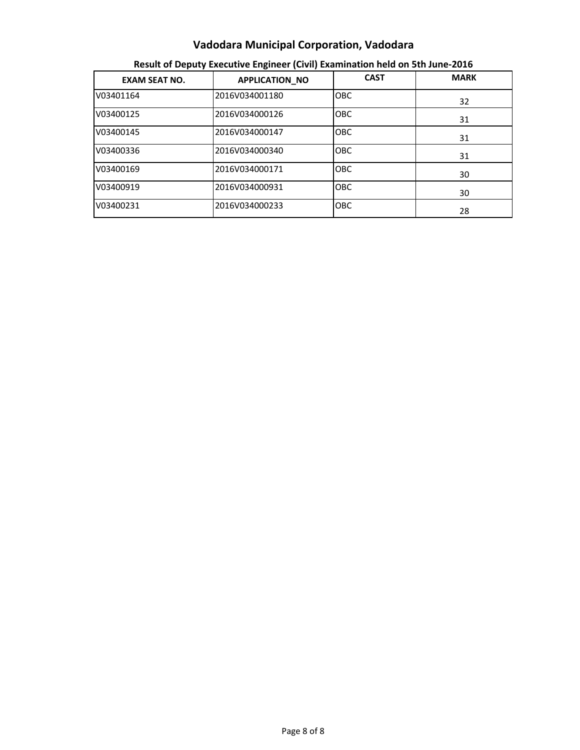# Vadodara Municipal Corporation, Vadodara

## Result of Deputy Executive Engineer (Civil) Examination held on 5th June-2016

| EXAM SEAT NO. | APPLICATION_NO | CAST | MARK |
|---|---|---|---|
| V03401164 | 2016V034001180 | OBC | 32 |
| V03400125 | 2016V034000126 | OBC | 31 |
| V03400145 | 2016V034000147 | OBC | 31 |
| V03400336 | 2016V034000340 | OBC | 31 |
| V03400169 | 2016V034000171 | OBC | 30 |
| V03400919 | 2016V034000931 | OBC | 30 |
| V03400231 | 2016V034000233 | OBC | 28 |